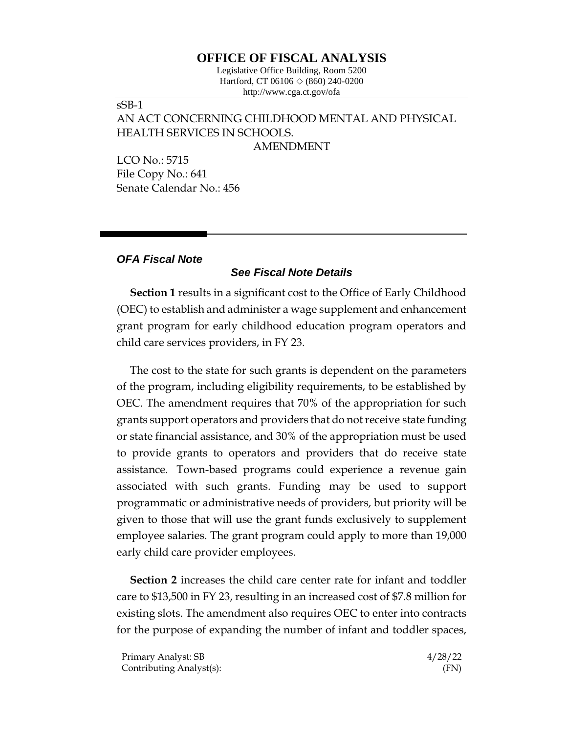# OFFICE OF FISCAL ANALYSIS

Legislative Office Building, Room 5200
Hartford, CT 06106 ◇ (860) 240-0200
http://www.cga.ct.gov/ofa

sSB-1
AN ACT CONCERNING CHILDHOOD MENTAL AND PHYSICAL HEALTH SERVICES IN SCHOOLS.
AMENDMENT

LCO No.: 5715
File Copy No.: 641
Senate Calendar No.: 456

***OFA Fiscal Note***

***See Fiscal Note Details***

**Section 1** results in a significant cost to the Office of Early Childhood (OEC) to establish and administer a wage supplement and enhancement grant program for early childhood education program operators and child care services providers, in FY 23.

The cost to the state for such grants is dependent on the parameters of the program, including eligibility requirements, to be established by OEC. The amendment requires that 70% of the appropriation for such grants support operators and providers that do not receive state funding or state financial assistance, and 30% of the appropriation must be used to provide grants to operators and providers that do receive state assistance. Town-based programs could experience a revenue gain associated with such grants. Funding may be used to support programmatic or administrative needs of providers, but priority will be given to those that will use the grant funds exclusively to supplement employee salaries. The grant program could apply to more than 19,000 early child care provider employees.

**Section 2** increases the child care center rate for infant and toddler care to $13,500 in FY 23, resulting in an increased cost of $7.8 million for existing slots. The amendment also requires OEC to enter into contracts for the purpose of expanding the number of infant and toddler spaces,

Primary Analyst: SB 4/28/22
Contributing Analyst(s): (FN)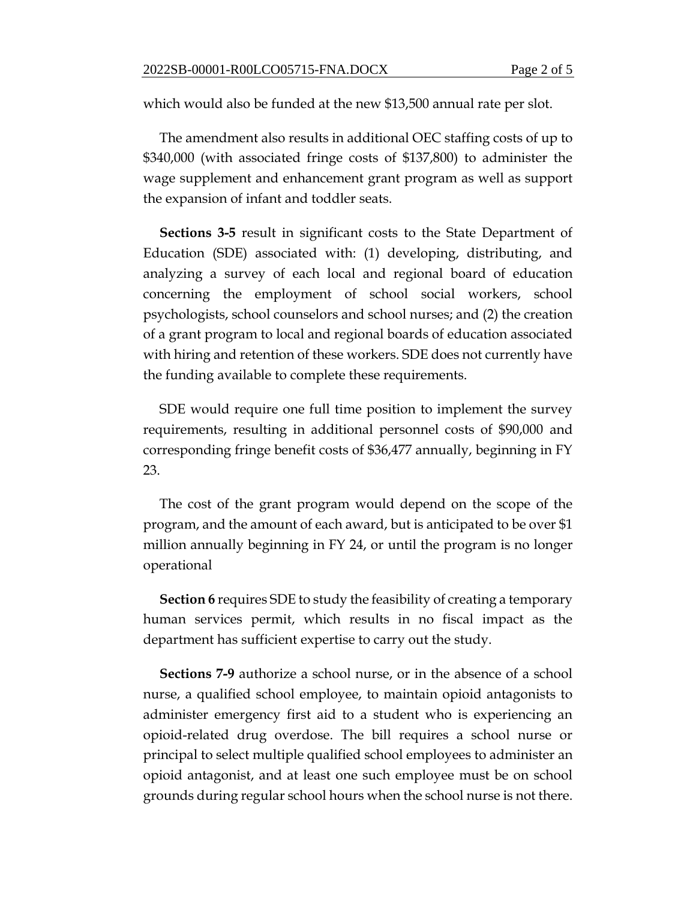which would also be funded at the new $13,500 annual rate per slot.

The amendment also results in additional OEC staffing costs of up to $340,000 (with associated fringe costs of $137,800) to administer the wage supplement and enhancement grant program as well as support the expansion of infant and toddler seats.

**Sections 3-5** result in significant costs to the State Department of Education (SDE) associated with: (1) developing, distributing, and analyzing a survey of each local and regional board of education concerning the employment of school social workers, school psychologists, school counselors and school nurses; and (2) the creation of a grant program to local and regional boards of education associated with hiring and retention of these workers. SDE does not currently have the funding available to complete these requirements.

SDE would require one full time position to implement the survey requirements, resulting in additional personnel costs of $90,000 and corresponding fringe benefit costs of $36,477 annually, beginning in FY 23.

The cost of the grant program would depend on the scope of the program, and the amount of each award, but is anticipated to be over $1 million annually beginning in FY 24, or until the program is no longer operational

**Section 6** requires SDE to study the feasibility of creating a temporary human services permit, which results in no fiscal impact as the department has sufficient expertise to carry out the study.

**Sections 7-9** authorize a school nurse, or in the absence of a school nurse, a qualified school employee, to maintain opioid antagonists to administer emergency first aid to a student who is experiencing an opioid-related drug overdose. The bill requires a school nurse or principal to select multiple qualified school employees to administer an opioid antagonist, and at least one such employee must be on school grounds during regular school hours when the school nurse is not there.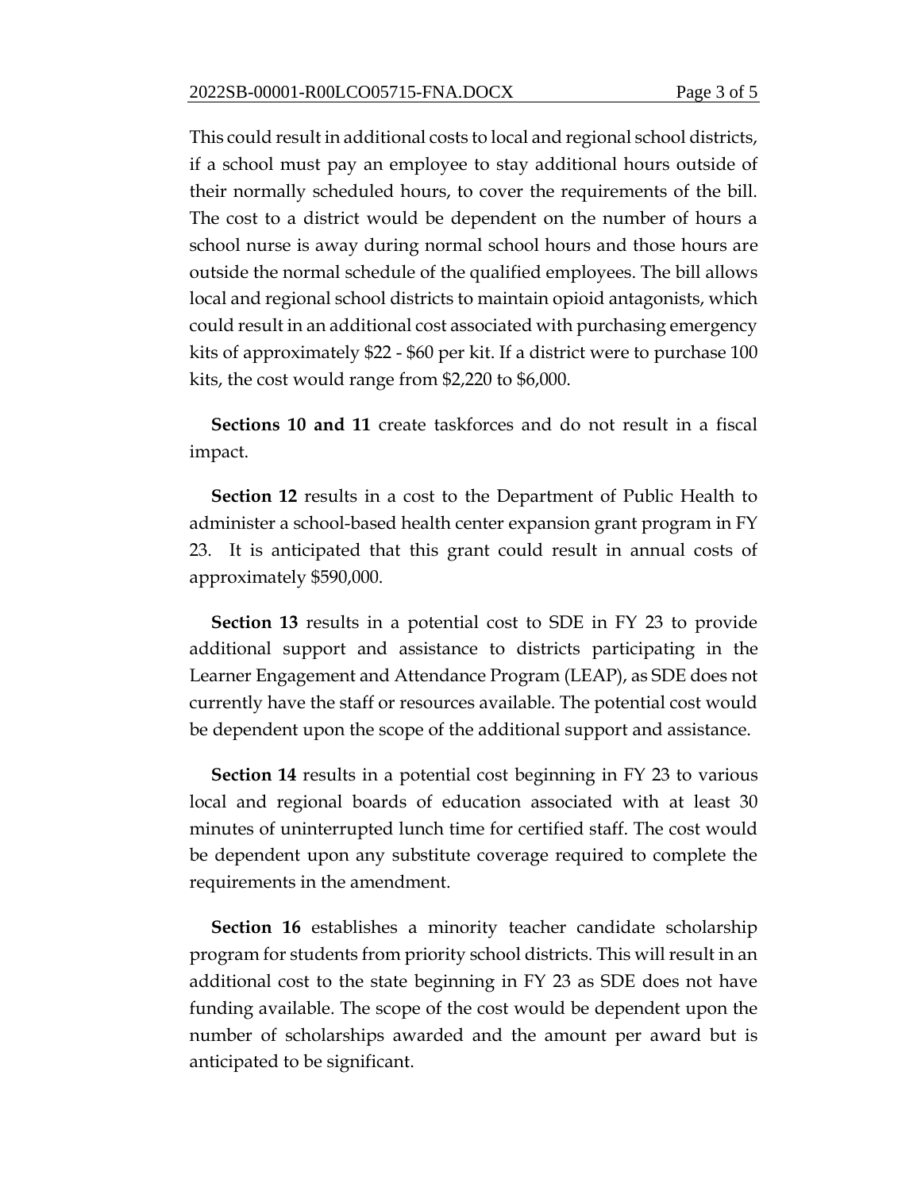This could result in additional costs to local and regional school districts, if a school must pay an employee to stay additional hours outside of their normally scheduled hours, to cover the requirements of the bill. The cost to a district would be dependent on the number of hours a school nurse is away during normal school hours and those hours are outside the normal schedule of the qualified employees. The bill allows local and regional school districts to maintain opioid antagonists, which could result in an additional cost associated with purchasing emergency kits of approximately $22 - $60 per kit. If a district were to purchase 100 kits, the cost would range from $2,220 to $6,000.

**Sections 10 and 11** create taskforces and do not result in a fiscal impact.

**Section 12** results in a cost to the Department of Public Health to administer a school-based health center expansion grant program in FY 23. It is anticipated that this grant could result in annual costs of approximately $590,000.

**Section 13** results in a potential cost to SDE in FY 23 to provide additional support and assistance to districts participating in the Learner Engagement and Attendance Program (LEAP), as SDE does not currently have the staff or resources available. The potential cost would be dependent upon the scope of the additional support and assistance.

**Section 14** results in a potential cost beginning in FY 23 to various local and regional boards of education associated with at least 30 minutes of uninterrupted lunch time for certified staff. The cost would be dependent upon any substitute coverage required to complete the requirements in the amendment.

**Section 16** establishes a minority teacher candidate scholarship program for students from priority school districts. This will result in an additional cost to the state beginning in FY 23 as SDE does not have funding available. The scope of the cost would be dependent upon the number of scholarships awarded and the amount per award but is anticipated to be significant.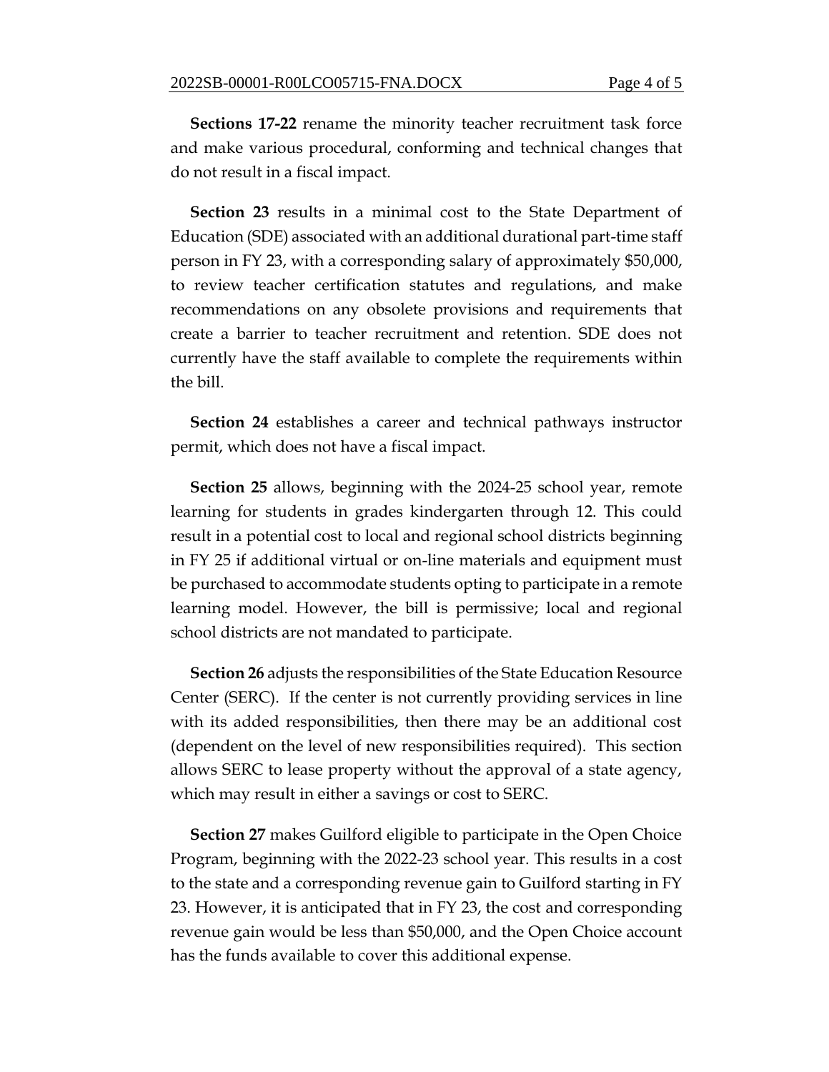**Sections 17-22** rename the minority teacher recruitment task force and make various procedural, conforming and technical changes that do not result in a fiscal impact.

**Section 23** results in a minimal cost to the State Department of Education (SDE) associated with an additional durational part-time staff person in FY 23, with a corresponding salary of approximately $50,000, to review teacher certification statutes and regulations, and make recommendations on any obsolete provisions and requirements that create a barrier to teacher recruitment and retention. SDE does not currently have the staff available to complete the requirements within the bill.

**Section 24** establishes a career and technical pathways instructor permit, which does not have a fiscal impact.

**Section 25** allows, beginning with the 2024-25 school year, remote learning for students in grades kindergarten through 12. This could result in a potential cost to local and regional school districts beginning in FY 25 if additional virtual or on-line materials and equipment must be purchased to accommodate students opting to participate in a remote learning model. However, the bill is permissive; local and regional school districts are not mandated to participate.

**Section 26** adjusts the responsibilities of the State Education Resource Center (SERC). If the center is not currently providing services in line with its added responsibilities, then there may be an additional cost (dependent on the level of new responsibilities required). This section allows SERC to lease property without the approval of a state agency, which may result in either a savings or cost to SERC.

**Section 27** makes Guilford eligible to participate in the Open Choice Program, beginning with the 2022-23 school year. This results in a cost to the state and a corresponding revenue gain to Guilford starting in FY 23. However, it is anticipated that in FY 23, the cost and corresponding revenue gain would be less than $50,000, and the Open Choice account has the funds available to cover this additional expense.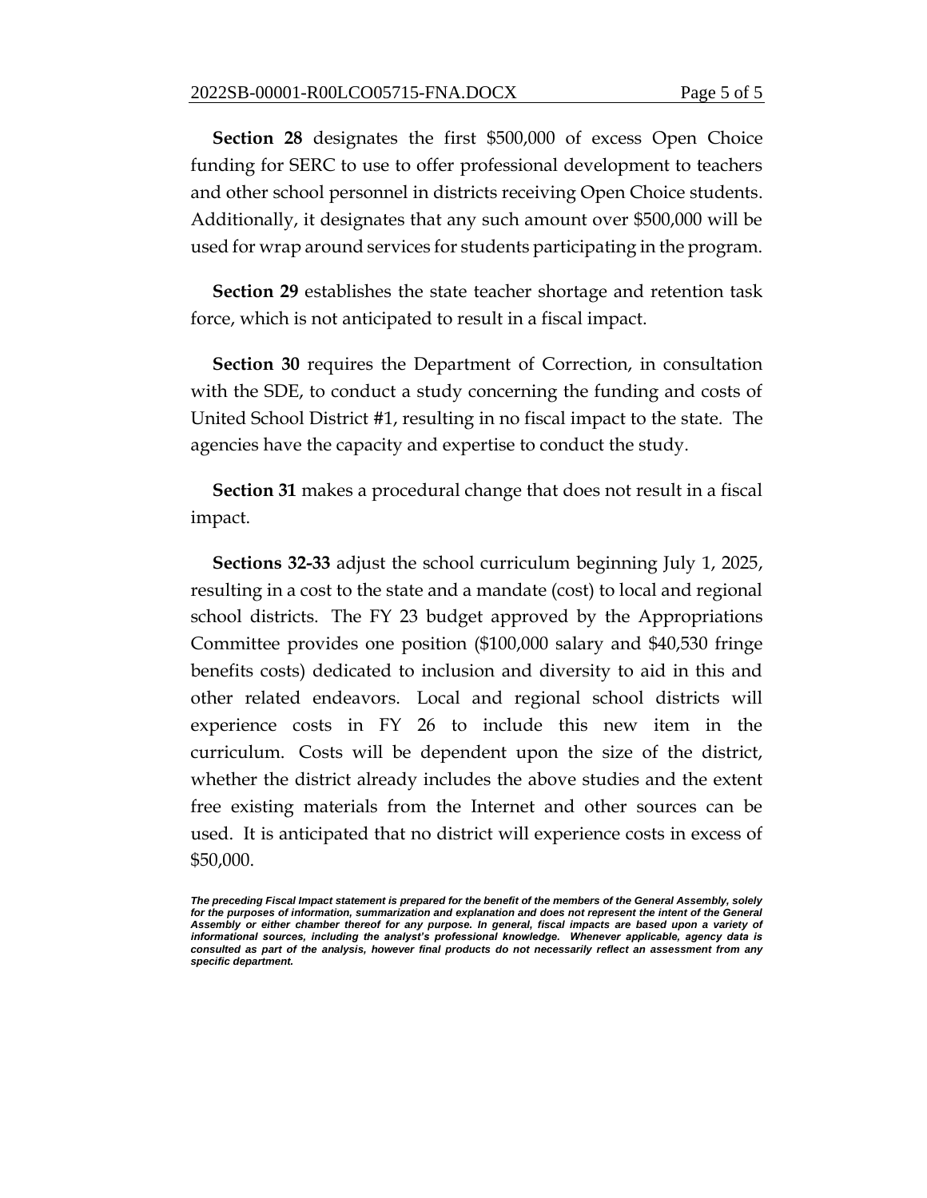**Section 28** designates the first $500,000 of excess Open Choice funding for SERC to use to offer professional development to teachers and other school personnel in districts receiving Open Choice students. Additionally, it designates that any such amount over $500,000 will be used for wrap around services for students participating in the program.

**Section 29** establishes the state teacher shortage and retention task force, which is not anticipated to result in a fiscal impact.

**Section 30** requires the Department of Correction, in consultation with the SDE, to conduct a study concerning the funding and costs of United School District #1, resulting in no fiscal impact to the state. The agencies have the capacity and expertise to conduct the study.

**Section 31** makes a procedural change that does not result in a fiscal impact.

**Sections 32-33** adjust the school curriculum beginning July 1, 2025, resulting in a cost to the state and a mandate (cost) to local and regional school districts. The FY 23 budget approved by the Appropriations Committee provides one position ($100,000 salary and $40,530 fringe benefits costs) dedicated to inclusion and diversity to aid in this and other related endeavors. Local and regional school districts will experience costs in FY 26 to include this new item in the curriculum. Costs will be dependent upon the size of the district, whether the district already includes the above studies and the extent free existing materials from the Internet and other sources can be used. It is anticipated that no district will experience costs in excess of $50,000.

***The preceding Fiscal Impact statement is prepared for the benefit of the members of the General Assembly, solely for the purposes of information, summarization and explanation and does not represent the intent of the General Assembly or either chamber thereof for any purpose. In general, fiscal impacts are based upon a variety of informational sources, including the analyst's professional knowledge. Whenever applicable, agency data is consulted as part of the analysis, however final products do not necessarily reflect an assessment from any specific department.***